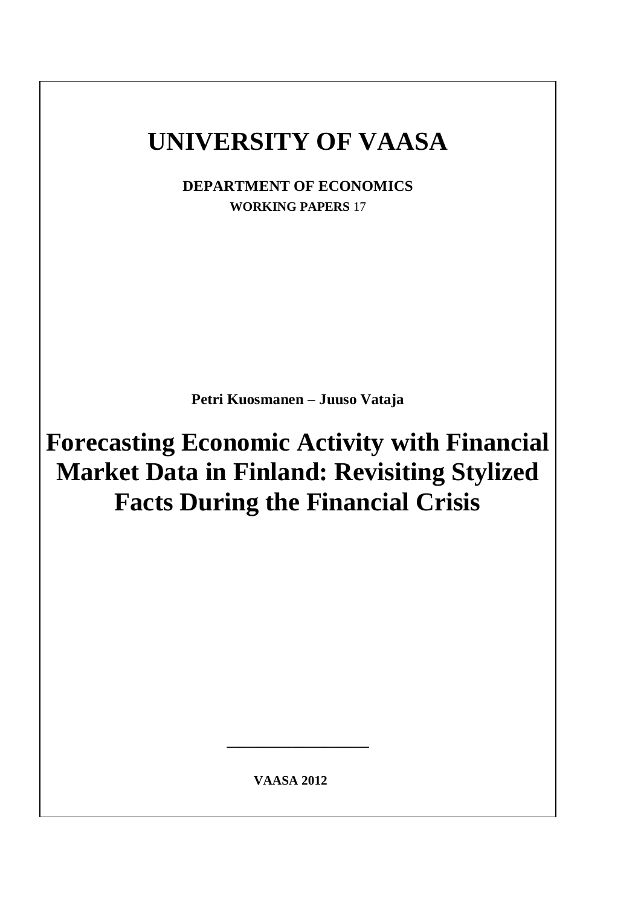# UNIVERSITY OF VAASA

**DEPARTMENT OF ECONOMICS**

**WORKING PAPERS** 17

**Petri Kuosmanen – Juuso Vataja**

# Forecasting Economic Activity with Financial Market Data in Finland: Revisiting Stylized Facts During the Financial Crisis

**VAASA 2012**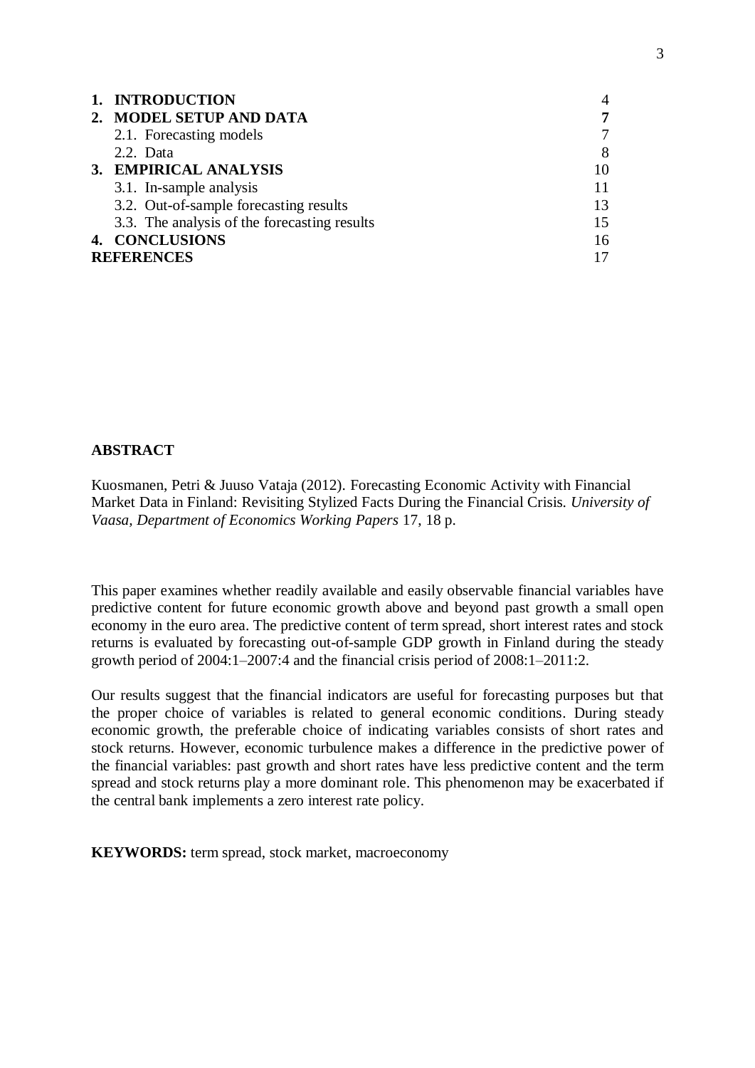| | |
|---|---|
| **1. INTRODUCTION** | 4 |
| **2. MODEL SETUP AND DATA** | **7** |
| 2.1. Forecasting models | 7 |
| 2.2. Data | 8 |
| **3. EMPIRICAL ANALYSIS** | 10 |
| 3.1. In-sample analysis | 11 |
| 3.2. Out-of-sample forecasting results | 13 |
| 3.3. The analysis of the forecasting results | 15 |
| **4. CONCLUSIONS** | 16 |
| **REFERENCES** | 17 |

**ABSTRACT**

Kuosmanen, Petri & Juuso Vataja (2012). Forecasting Economic Activity with Financial Market Data in Finland: Revisiting Stylized Facts During the Financial Crisis. *University of Vaasa, Department of Economics Working Papers* 17, 18 p.

This paper examines whether readily available and easily observable financial variables have predictive content for future economic growth above and beyond past growth a small open economy in the euro area. The predictive content of term spread, short interest rates and stock returns is evaluated by forecasting out-of-sample GDP growth in Finland during the steady growth period of 2004:1–2007:4 and the financial crisis period of 2008:1–2011:2.

Our results suggest that the financial indicators are useful for forecasting purposes but that the proper choice of variables is related to general economic conditions. During steady economic growth, the preferable choice of indicating variables consists of short rates and stock returns. However, economic turbulence makes a difference in the predictive power of the financial variables: past growth and short rates have less predictive content and the term spread and stock returns play a more dominant role. This phenomenon may be exacerbated if the central bank implements a zero interest rate policy.

**KEYWORDS:** term spread, stock market, macroeconomy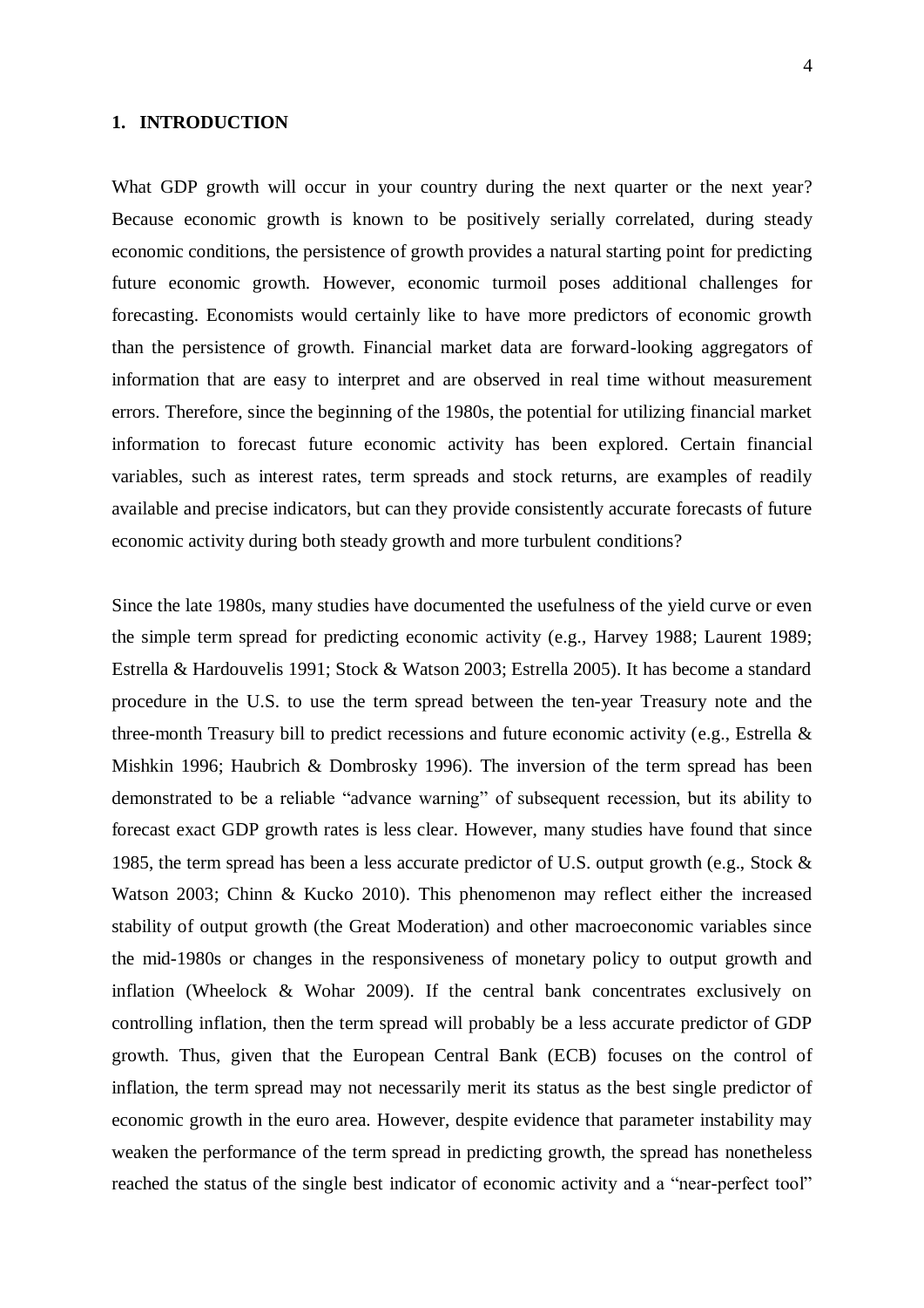## 1. INTRODUCTION

What GDP growth will occur in your country during the next quarter or the next year? Because economic growth is known to be positively serially correlated, during steady economic conditions, the persistence of growth provides a natural starting point for predicting future economic growth. However, economic turmoil poses additional challenges for forecasting. Economists would certainly like to have more predictors of economic growth than the persistence of growth. Financial market data are forward-looking aggregators of information that are easy to interpret and are observed in real time without measurement errors. Therefore, since the beginning of the 1980s, the potential for utilizing financial market information to forecast future economic activity has been explored. Certain financial variables, such as interest rates, term spreads and stock returns, are examples of readily available and precise indicators, but can they provide consistently accurate forecasts of future economic activity during both steady growth and more turbulent conditions?

Since the late 1980s, many studies have documented the usefulness of the yield curve or even the simple term spread for predicting economic activity (e.g., Harvey 1988; Laurent 1989; Estrella & Hardouvelis 1991; Stock & Watson 2003; Estrella 2005). It has become a standard procedure in the U.S. to use the term spread between the ten-year Treasury note and the three-month Treasury bill to predict recessions and future economic activity (e.g., Estrella & Mishkin 1996; Haubrich & Dombrosky 1996). The inversion of the term spread has been demonstrated to be a reliable "advance warning" of subsequent recession, but its ability to forecast exact GDP growth rates is less clear. However, many studies have found that since 1985, the term spread has been a less accurate predictor of U.S. output growth (e.g., Stock & Watson 2003; Chinn & Kucko 2010). This phenomenon may reflect either the increased stability of output growth (the Great Moderation) and other macroeconomic variables since the mid-1980s or changes in the responsiveness of monetary policy to output growth and inflation (Wheelock & Wohar 2009). If the central bank concentrates exclusively on controlling inflation, then the term spread will probably be a less accurate predictor of GDP growth. Thus, given that the European Central Bank (ECB) focuses on the control of inflation, the term spread may not necessarily merit its status as the best single predictor of economic growth in the euro area. However, despite evidence that parameter instability may weaken the performance of the term spread in predicting growth, the spread has nonetheless reached the status of the single best indicator of economic activity and a "near-perfect tool"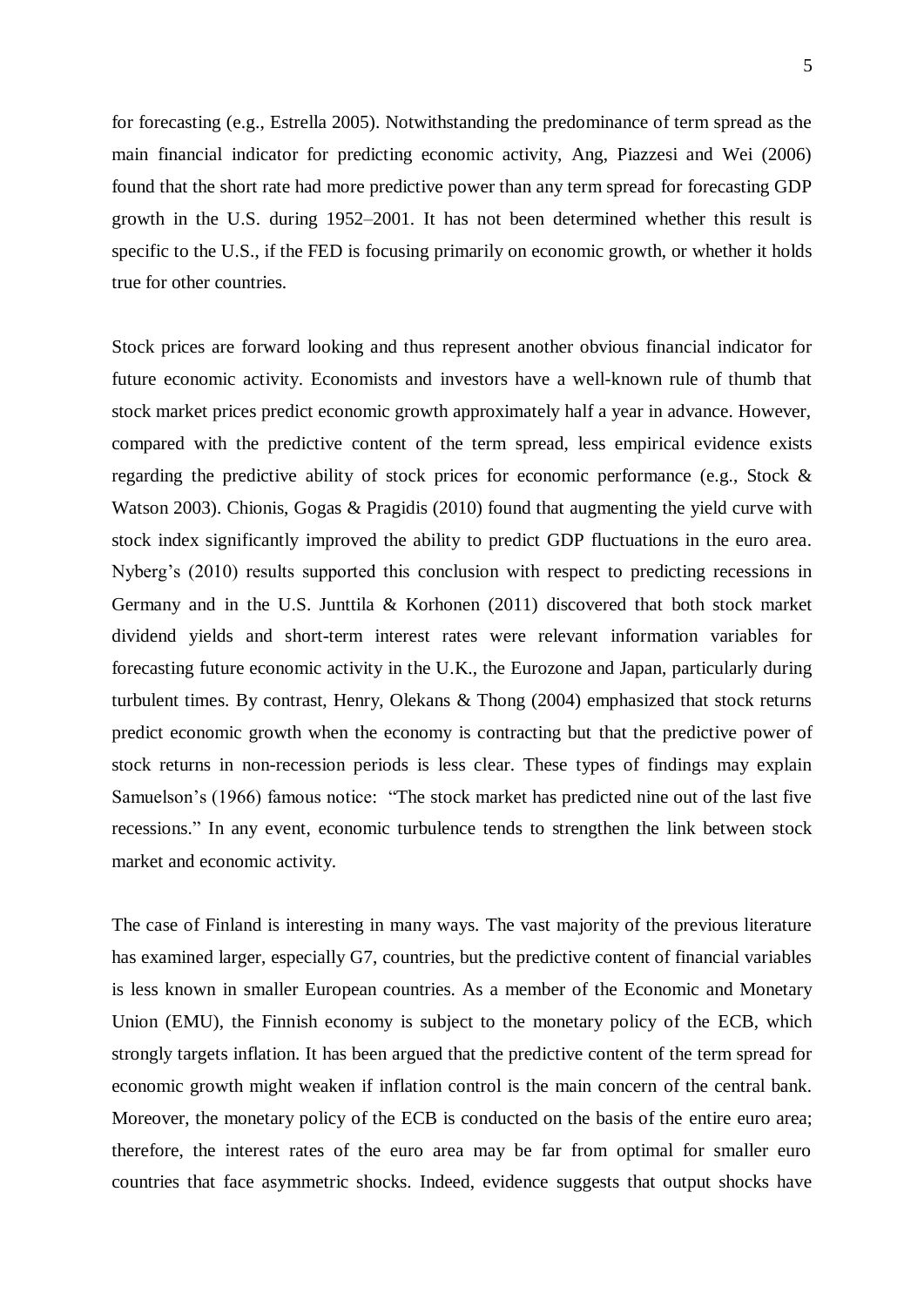for forecasting (e.g., Estrella 2005). Notwithstanding the predominance of term spread as the main financial indicator for predicting economic activity, Ang, Piazzesi and Wei (2006) found that the short rate had more predictive power than any term spread for forecasting GDP growth in the U.S. during 1952–2001. It has not been determined whether this result is specific to the U.S., if the FED is focusing primarily on economic growth, or whether it holds true for other countries.

Stock prices are forward looking and thus represent another obvious financial indicator for future economic activity. Economists and investors have a well-known rule of thumb that stock market prices predict economic growth approximately half a year in advance. However, compared with the predictive content of the term spread, less empirical evidence exists regarding the predictive ability of stock prices for economic performance (e.g., Stock & Watson 2003). Chionis, Gogas & Pragidis (2010) found that augmenting the yield curve with stock index significantly improved the ability to predict GDP fluctuations in the euro area. Nyberg's (2010) results supported this conclusion with respect to predicting recessions in Germany and in the U.S. Junttila & Korhonen (2011) discovered that both stock market dividend yields and short-term interest rates were relevant information variables for forecasting future economic activity in the U.K., the Eurozone and Japan, particularly during turbulent times. By contrast, Henry, Olekans & Thong (2004) emphasized that stock returns predict economic growth when the economy is contracting but that the predictive power of stock returns in non-recession periods is less clear. These types of findings may explain Samuelson's (1966) famous notice: "The stock market has predicted nine out of the last five recessions." In any event, economic turbulence tends to strengthen the link between stock market and economic activity.

The case of Finland is interesting in many ways. The vast majority of the previous literature has examined larger, especially G7, countries, but the predictive content of financial variables is less known in smaller European countries. As a member of the Economic and Monetary Union (EMU), the Finnish economy is subject to the monetary policy of the ECB, which strongly targets inflation. It has been argued that the predictive content of the term spread for economic growth might weaken if inflation control is the main concern of the central bank. Moreover, the monetary policy of the ECB is conducted on the basis of the entire euro area; therefore, the interest rates of the euro area may be far from optimal for smaller euro countries that face asymmetric shocks. Indeed, evidence suggests that output shocks have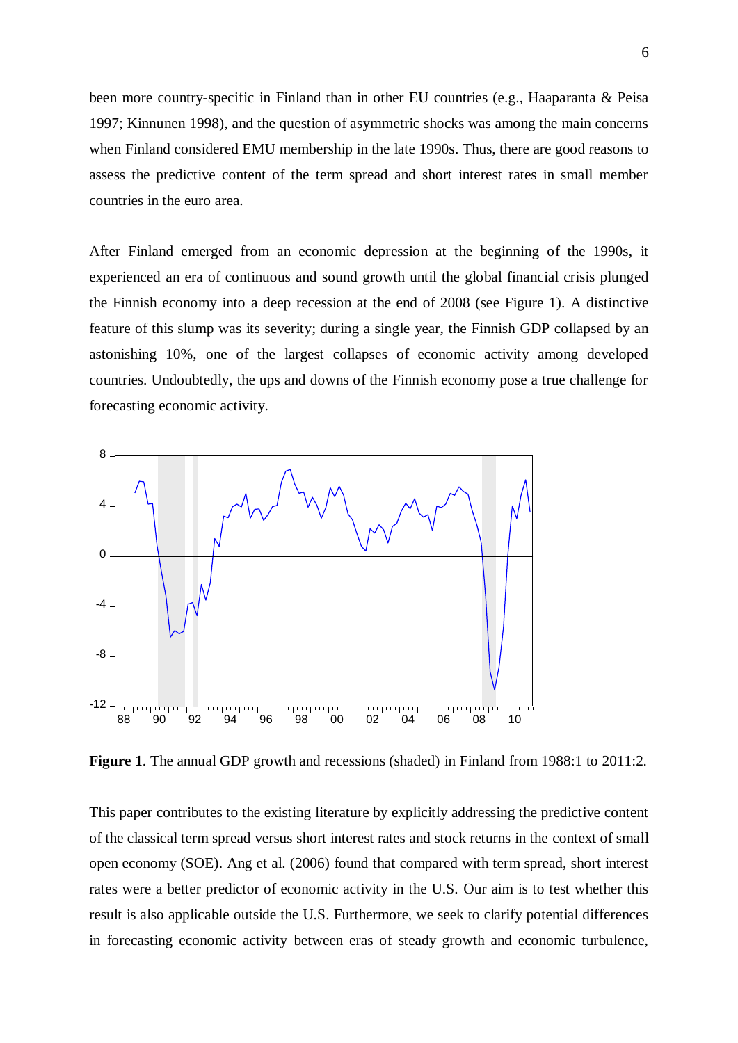been more country-specific in Finland than in other EU countries (e.g., Haaparanta & Peisa 1997; Kinnunen 1998), and the question of asymmetric shocks was among the main concerns when Finland considered EMU membership in the late 1990s. Thus, there are good reasons to assess the predictive content of the term spread and short interest rates in small member countries in the euro area.

After Finland emerged from an economic depression at the beginning of the 1990s, it experienced an era of continuous and sound growth until the global financial crisis plunged the Finnish economy into a deep recession at the end of 2008 (see Figure 1). A distinctive feature of this slump was its severity; during a single year, the Finnish GDP collapsed by an astonishing 10%, one of the largest collapses of economic activity among developed countries. Undoubtedly, the ups and downs of the Finnish economy pose a true challenge for forecasting economic activity.

**Figure 1**. The annual GDP growth and recessions (shaded) in Finland from 1988:1 to 2011:2.

This paper contributes to the existing literature by explicitly addressing the predictive content of the classical term spread versus short interest rates and stock returns in the context of small open economy (SOE). Ang et al. (2006) found that compared with term spread, short interest rates were a better predictor of economic activity in the U.S. Our aim is to test whether this result is also applicable outside the U.S. Furthermore, we seek to clarify potential differences in forecasting economic activity between eras of steady growth and economic turbulence,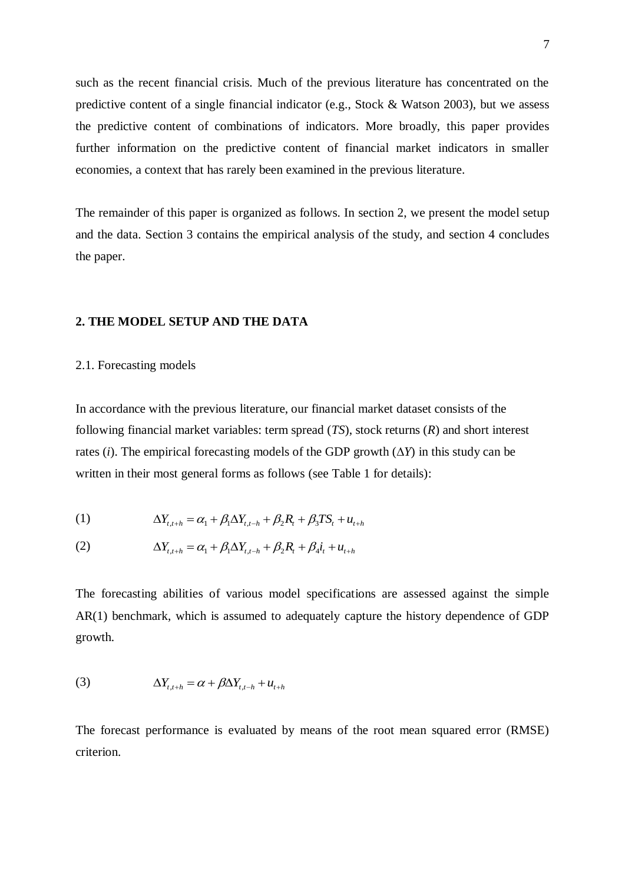such as the recent financial crisis. Much of the previous literature has concentrated on the predictive content of a single financial indicator (e.g., Stock & Watson 2003), but we assess the predictive content of combinations of indicators. More broadly, this paper provides further information on the predictive content of financial market indicators in smaller economies, a context that has rarely been examined in the previous literature.

The remainder of this paper is organized as follows. In section 2, we present the model setup and the data. Section 3 contains the empirical analysis of the study, and section 4 concludes the paper.

## 2. THE MODEL SETUP AND THE DATA

### 2.1. Forecasting models

In accordance with the previous literature, our financial market dataset consists of the following financial market variables: term spread (*TS*), stock returns (*R*) and short interest rates (*i*). The empirical forecasting models of the GDP growth ($\Delta Y$) in this study can be written in their most general forms as follows (see Table 1 for details):

$$(1) \qquad \Delta Y_{t,t+h} = \alpha_1 + \beta_1 \Delta Y_{t,t-h} + \beta_2 R_t + \beta_3 TS_t + u_{t+h}$$

$$(2) \qquad \Delta Y_{t,t+h} = \alpha_1 + \beta_1 \Delta Y_{t,t-h} + \beta_2 R_t + \beta_4 i_t + u_{t+h}$$

The forecasting abilities of various model specifications are assessed against the simple AR(1) benchmark, which is assumed to adequately capture the history dependence of GDP growth.

$$(3) \qquad \Delta Y_{t,t+h} = \alpha + \beta \Delta Y_{t,t-h} + u_{t+h}$$

The forecast performance is evaluated by means of the root mean squared error (RMSE) criterion.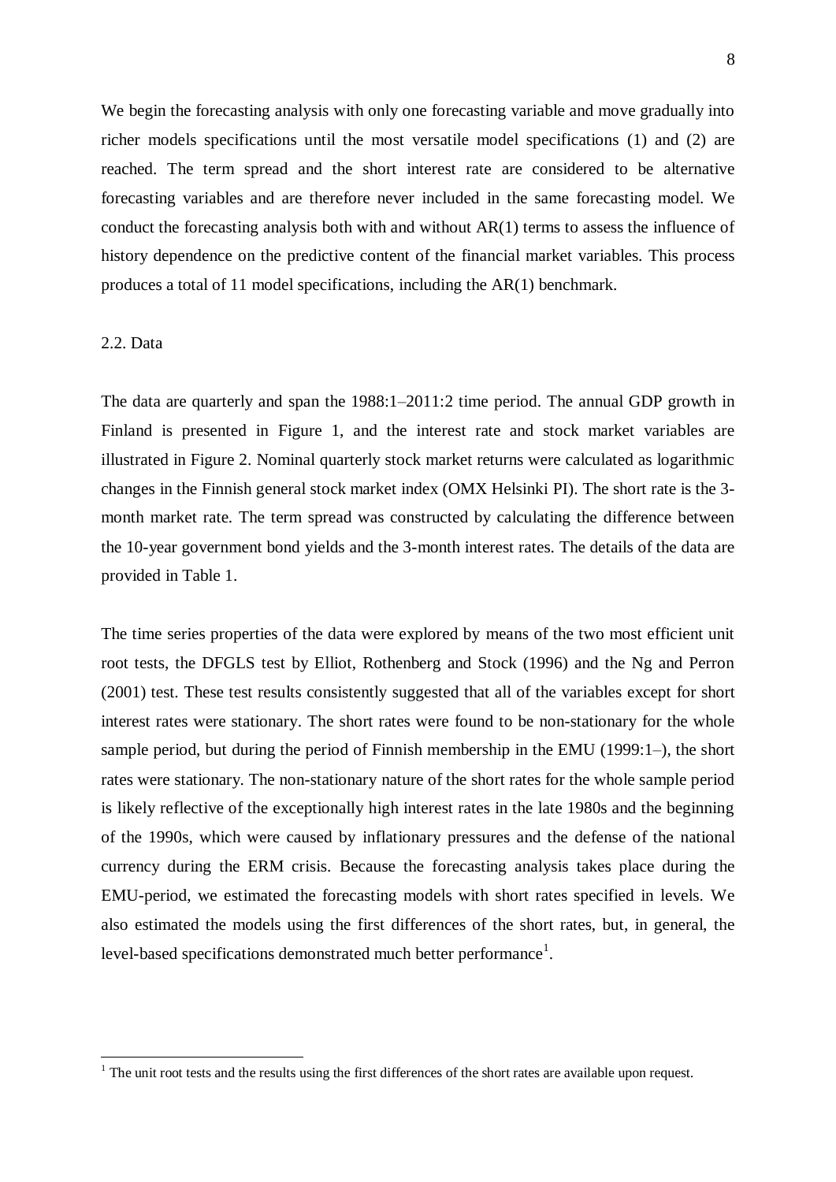We begin the forecasting analysis with only one forecasting variable and move gradually into richer models specifications until the most versatile model specifications (1) and (2) are reached. The term spread and the short interest rate are considered to be alternative forecasting variables and are therefore never included in the same forecasting model. We conduct the forecasting analysis both with and without AR(1) terms to assess the influence of history dependence on the predictive content of the financial market variables. This process produces a total of 11 model specifications, including the AR(1) benchmark.

## 2.2. Data

The data are quarterly and span the 1988:1–2011:2 time period. The annual GDP growth in Finland is presented in Figure 1, and the interest rate and stock market variables are illustrated in Figure 2. Nominal quarterly stock market returns were calculated as logarithmic changes in the Finnish general stock market index (OMX Helsinki PI). The short rate is the 3-month market rate. The term spread was constructed by calculating the difference between the 10-year government bond yields and the 3-month interest rates. The details of the data are provided in Table 1.

The time series properties of the data were explored by means of the two most efficient unit root tests, the DFGLS test by Elliot, Rothenberg and Stock (1996) and the Ng and Perron (2001) test. These test results consistently suggested that all of the variables except for short interest rates were stationary. The short rates were found to be non-stationary for the whole sample period, but during the period of Finnish membership in the EMU (1999:1–), the short rates were stationary. The non-stationary nature of the short rates for the whole sample period is likely reflective of the exceptionally high interest rates in the late 1980s and the beginning of the 1990s, which were caused by inflationary pressures and the defense of the national currency during the ERM crisis. Because the forecasting analysis takes place during the EMU-period, we estimated the forecasting models with short rates specified in levels. We also estimated the models using the first differences of the short rates, but, in general, the level-based specifications demonstrated much better performance[1].

[1] The unit root tests and the results using the first differences of the short rates are available upon request.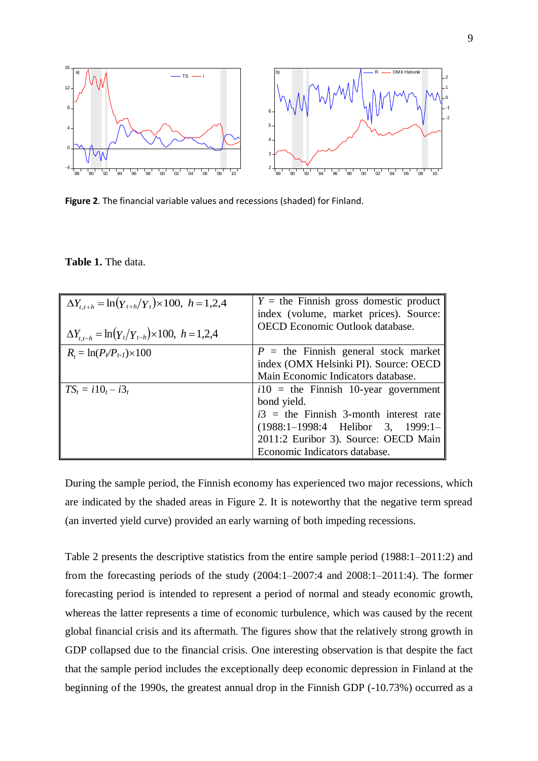**Figure 2**. The financial variable values and recessions (shaded) for Finland.

**Table 1.** The data.

| | |
|---|---|
| $\Delta Y_{t,t+h} = \ln(Y_{t+h}/Y_t)\times 100,\ h=1,2,4$ <br><br> $\Delta Y_{t,t-h} = \ln(Y_t/Y_{t-h})\times 100,\ h=1,2,4$ | $Y$ = the Finnish gross domestic product index (volume, market prices). Source: OECD Economic Outlook database. |
| $R_t = \ln(P_t/P_{t-1})\times 100$ | $P$ = the Finnish general stock market index (OMX Helsinki PI). Source: OECD Main Economic Indicators database. |
| $TS_t = i10_t - i3_t$ | $i10$ = the Finnish 10-year government bond yield. <br> $i3$ = the Finnish 3-month interest rate (1988:1–1998:4 Helibor 3, 1999:1–2011:2 Euribor 3). Source: OECD Main Economic Indicators database. |

During the sample period, the Finnish economy has experienced two major recessions, which are indicated by the shaded areas in Figure 2. It is noteworthy that the negative term spread (an inverted yield curve) provided an early warning of both impeding recessions.

Table 2 presents the descriptive statistics from the entire sample period (1988:1–2011:2) and from the forecasting periods of the study (2004:1–2007:4 and 2008:1–2011:4). The former forecasting period is intended to represent a period of normal and steady economic growth, whereas the latter represents a time of economic turbulence, which was caused by the recent global financial crisis and its aftermath. The figures show that the relatively strong growth in GDP collapsed due to the financial crisis. One interesting observation is that despite the fact that the sample period includes the exceptionally deep economic depression in Finland at the beginning of the 1990s, the greatest annual drop in the Finnish GDP (-10.73%) occurred as a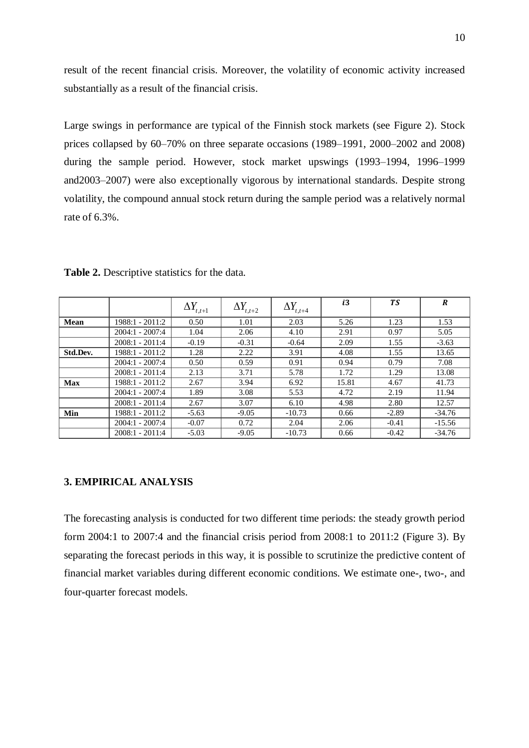result of the recent financial crisis. Moreover, the volatility of economic activity increased substantially as a result of the financial crisis.

Large swings in performance are typical of the Finnish stock markets (see Figure 2). Stock prices collapsed by 60–70% on three separate occasions (1989–1991, 2000–2002 and 2008) during the sample period. However, stock market upswings (1993–1994, 1996–1999 and2003–2007) were also exceptionally vigorous by international standards. Despite strong volatility, the compound annual stock return during the sample period was a relatively normal rate of 6.3%.

**Table 2.** Descriptive statistics for the data.

| | | $\Delta Y_{t,t+1}$ | $\Delta Y_{t,t+2}$ | $\Delta Y_{t,t+4}$ | $i3$ | $TS$ | $R$ |
|---|---|---|---|---|---|---|---|
| **Mean** | 1988:1 - 2011:2 | 0.50 | 1.01 | 2.03 | 5.26 | 1.23 | 1.53 |
| | 2004:1 - 2007:4 | 1.04 | 2.06 | 4.10 | 2.91 | 0.97 | 5.05 |
| | 2008:1 - 2011:4 | -0.19 | -0.31 | -0.64 | 2.09 | 1.55 | -3.63 |
| **Std.Dev.** | 1988:1 - 2011:2 | 1.28 | 2.22 | 3.91 | 4.08 | 1.55 | 13.65 |
| | 2004:1 - 2007:4 | 0.50 | 0.59 | 0.91 | 0.94 | 0.79 | 7.08 |
| | 2008:1 - 2011:4 | 2.13 | 3.71 | 5.78 | 1.72 | 1.29 | 13.08 |
| **Max** | 1988:1 - 2011:2 | 2.67 | 3.94 | 6.92 | 15.81 | 4.67 | 41.73 |
| | 2004:1 - 2007:4 | 1.89 | 3.08 | 5.53 | 4.72 | 2.19 | 11.94 |
| | 2008:1 - 2011:4 | 2.67 | 3.07 | 6.10 | 4.98 | 2.80 | 12.57 |
| **Min** | 1988:1 - 2011:2 | -5.63 | -9.05 | -10.73 | 0.66 | -2.89 | -34.76 |
| | 2004:1 - 2007:4 | -0.07 | 0.72 | 2.04 | 2.06 | -0.41 | -15.56 |
| | 2008:1 - 2011:4 | -5.03 | -9.05 | -10.73 | 0.66 | -0.42 | -34.76 |

## 3. EMPIRICAL ANALYSIS

The forecasting analysis is conducted for two different time periods: the steady growth period form 2004:1 to 2007:4 and the financial crisis period from 2008:1 to 2011:2 (Figure 3). By separating the forecast periods in this way, it is possible to scrutinize the predictive content of financial market variables during different economic conditions. We estimate one-, two-, and four-quarter forecast models.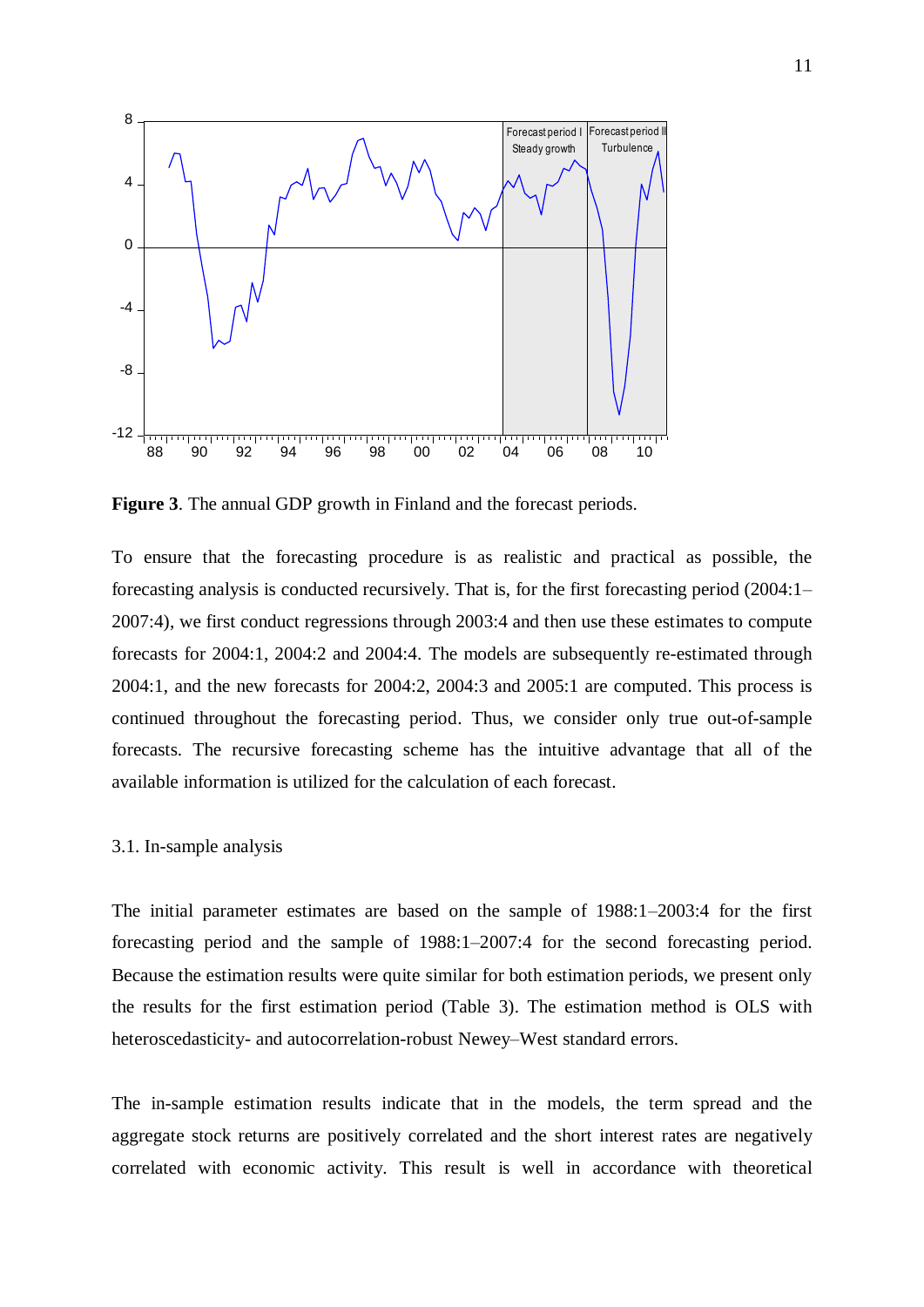**Figure 3**. The annual GDP growth in Finland and the forecast periods.

To ensure that the forecasting procedure is as realistic and practical as possible, the forecasting analysis is conducted recursively. That is, for the first forecasting period (2004:1–2007:4), we first conduct regressions through 2003:4 and then use these estimates to compute forecasts for 2004:1, 2004:2 and 2004:4. The models are subsequently re-estimated through 2004:1, and the new forecasts for 2004:2, 2004:3 and 2005:1 are computed. This process is continued throughout the forecasting period. Thus, we consider only true out-of-sample forecasts. The recursive forecasting scheme has the intuitive advantage that all of the available information is utilized for the calculation of each forecast.

### 3.1. In-sample analysis

The initial parameter estimates are based on the sample of 1988:1–2003:4 for the first forecasting period and the sample of 1988:1–2007:4 for the second forecasting period. Because the estimation results were quite similar for both estimation periods, we present only the results for the first estimation period (Table 3). The estimation method is OLS with heteroscedasticity- and autocorrelation-robust Newey–West standard errors.

The in-sample estimation results indicate that in the models, the term spread and the aggregate stock returns are positively correlated and the short interest rates are negatively correlated with economic activity. This result is well in accordance with theoretical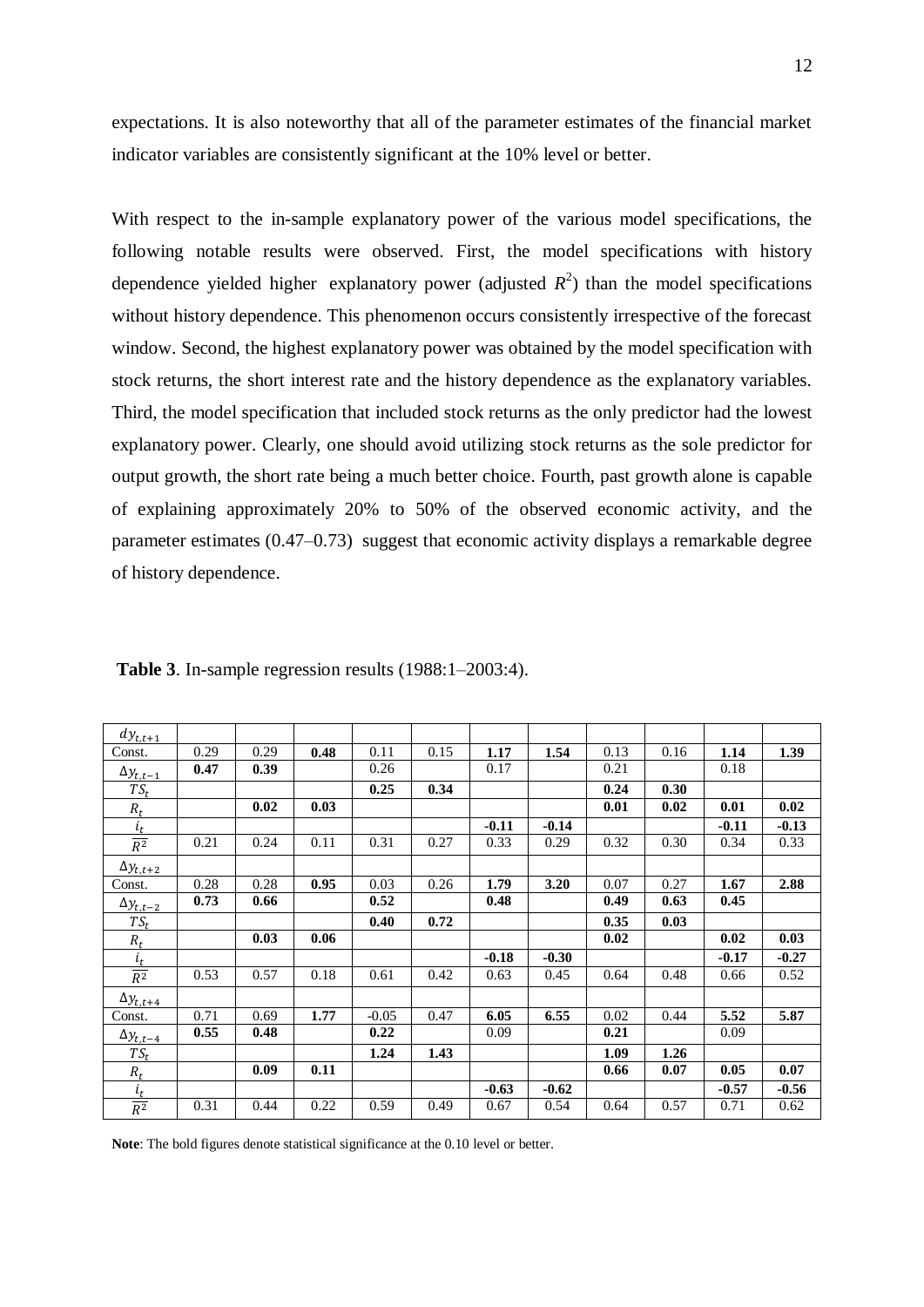expectations. It is also noteworthy that all of the parameter estimates of the financial market indicator variables are consistently significant at the 10% level or better.

With respect to the in-sample explanatory power of the various model specifications, the following notable results were observed. First, the model specifications with history dependence yielded higher explanatory power (adjusted $R^2$) than the model specifications without history dependence. This phenomenon occurs consistently irrespective of the forecast window. Second, the highest explanatory power was obtained by the model specification with stock returns, the short interest rate and the history dependence as the explanatory variables. Third, the model specification that included stock returns as the only predictor had the lowest explanatory power. Clearly, one should avoid utilizing stock returns as the sole predictor for output growth, the short rate being a much better choice. Fourth, past growth alone is capable of explaining approximately 20% to 50% of the observed economic activity, and the parameter estimates (0.47–0.73) suggest that economic activity displays a remarkable degree of history dependence.

**Table 3**. In-sample regression results (1988:1–2003:4).

| $dy_{t,t+1}$ | | | | | | | | | | | |
|---|---|---|---|---|---|---|---|---|---|---|---|
| Const. | 0.29 | 0.29 | **0.48** | 0.11 | 0.15 | **1.17** | **1.54** | 0.13 | 0.16 | **1.14** | **1.39** |
| $\Delta y_{t,t-1}$ | **0.47** | **0.39** | | 0.26 | | 0.17 | | 0.21 | | 0.18 | |
| $TS_t$ | | | | **0.25** | **0.34** | | | **0.24** | **0.30** | | |
| $R_t$ | | **0.02** | **0.03** | | | | | **0.01** | **0.02** | **0.01** | **0.02** |
| $i_t$ | | | | | | **-0.11** | **-0.14** | | | **-0.11** | **-0.13** |
| $\overline{R^2}$ | 0.21 | 0.24 | 0.11 | 0.31 | 0.27 | 0.33 | 0.29 | 0.32 | 0.30 | 0.34 | 0.33 |
| $\Delta y_{t,t+2}$ | | | | | | | | | | | |
| Const. | 0.28 | 0.28 | **0.95** | 0.03 | 0.26 | **1.79** | **3.20** | 0.07 | 0.27 | **1.67** | **2.88** |
| $\Delta y_{t,t-2}$ | **0.73** | **0.66** | | **0.52** | | **0.48** | | **0.49** | **0.63** | **0.45** | |
| $TS_t$ | | | | **0.40** | **0.72** | | | **0.35** | **0.03** | | |
| $R_t$ | | **0.03** | **0.06** | | | | | **0.02** | | **0.02** | **0.03** |
| $i_t$ | | | | | | **-0.18** | **-0.30** | | | **-0.17** | **-0.27** |
| $\overline{R^2}$ | 0.53 | 0.57 | 0.18 | 0.61 | 0.42 | 0.63 | 0.45 | 0.64 | 0.48 | 0.66 | 0.52 |
| $\Delta y_{t,t+4}$ | | | | | | | | | | | |
| Const. | 0.71 | 0.69 | **1.77** | -0.05 | 0.47 | **6.05** | **6.55** | 0.02 | 0.44 | **5.52** | **5.87** |
| $\Delta y_{t,t-4}$ | **0.55** | **0.48** | | **0.22** | | 0.09 | | **0.21** | | 0.09 | |
| $TS_t$ | | | | **1.24** | **1.43** | | | **1.09** | **1.26** | | |
| $R_t$ | | **0.09** | **0.11** | | | | | **0.66** | **0.07** | **0.05** | **0.07** |
| $i_t$ | | | | | | **-0.63** | **-0.62** | | | **-0.57** | **-0.56** |
| $\overline{R^2}$ | 0.31 | 0.44 | 0.22 | 0.59 | 0.49 | 0.67 | 0.54 | 0.64 | 0.57 | 0.71 | 0.62 |

**Note**: The bold figures denote statistical significance at the 0.10 level or better.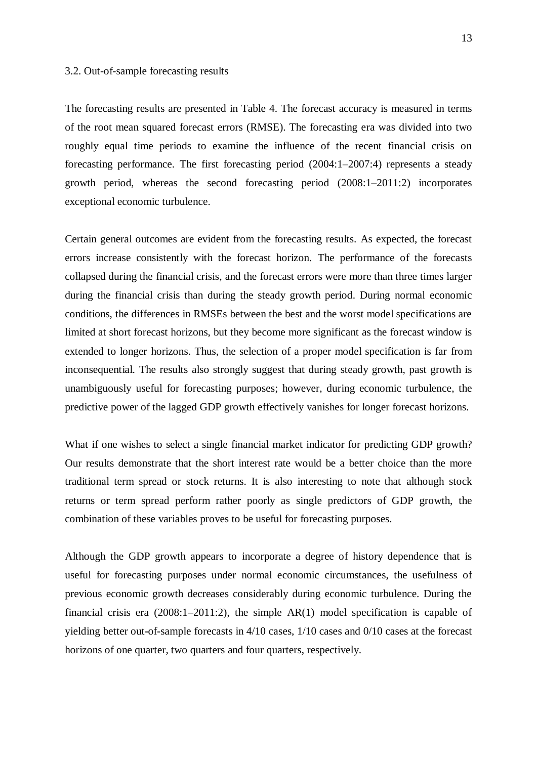### 3.2. Out-of-sample forecasting results

The forecasting results are presented in Table 4. The forecast accuracy is measured in terms of the root mean squared forecast errors (RMSE). The forecasting era was divided into two roughly equal time periods to examine the influence of the recent financial crisis on forecasting performance. The first forecasting period (2004:1–2007:4) represents a steady growth period, whereas the second forecasting period (2008:1–2011:2) incorporates exceptional economic turbulence.

Certain general outcomes are evident from the forecasting results. As expected, the forecast errors increase consistently with the forecast horizon. The performance of the forecasts collapsed during the financial crisis, and the forecast errors were more than three times larger during the financial crisis than during the steady growth period. During normal economic conditions, the differences in RMSEs between the best and the worst model specifications are limited at short forecast horizons, but they become more significant as the forecast window is extended to longer horizons. Thus, the selection of a proper model specification is far from inconsequential. The results also strongly suggest that during steady growth, past growth is unambiguously useful for forecasting purposes; however, during economic turbulence, the predictive power of the lagged GDP growth effectively vanishes for longer forecast horizons.

What if one wishes to select a single financial market indicator for predicting GDP growth? Our results demonstrate that the short interest rate would be a better choice than the more traditional term spread or stock returns. It is also interesting to note that although stock returns or term spread perform rather poorly as single predictors of GDP growth, the combination of these variables proves to be useful for forecasting purposes.

Although the GDP growth appears to incorporate a degree of history dependence that is useful for forecasting purposes under normal economic circumstances, the usefulness of previous economic growth decreases considerably during economic turbulence. During the financial crisis era (2008:1–2011:2), the simple AR(1) model specification is capable of yielding better out-of-sample forecasts in 4/10 cases, 1/10 cases and 0/10 cases at the forecast horizons of one quarter, two quarters and four quarters, respectively.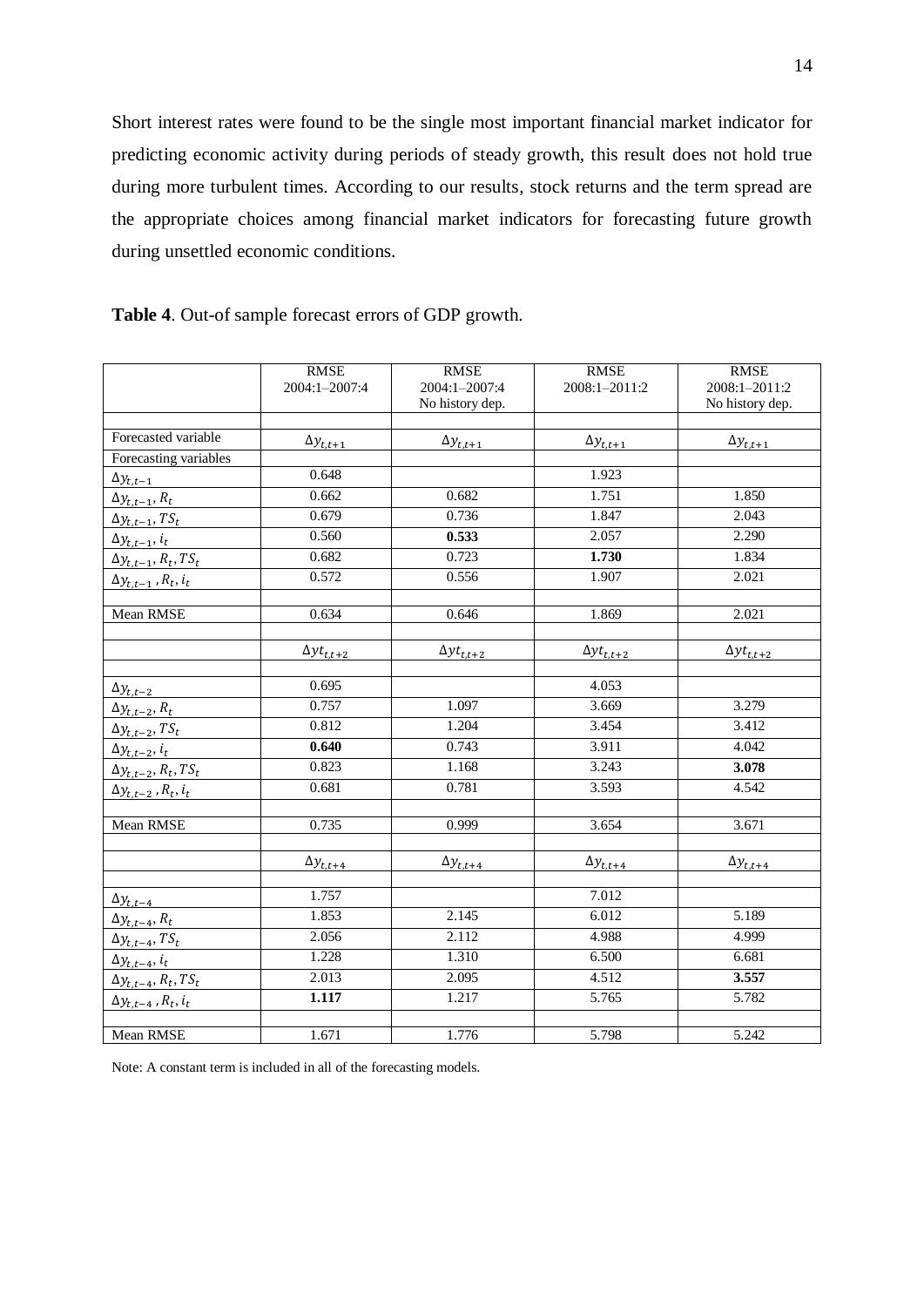Short interest rates were found to be the single most important financial market indicator for predicting economic activity during periods of steady growth, this result does not hold true during more turbulent times. According to our results, stock returns and the term spread are the appropriate choices among financial market indicators for forecasting future growth during unsettled economic conditions.

**Table 4**. Out-of sample forecast errors of GDP growth.

| | RMSE 2004:1–2007:4 | RMSE 2004:1–2007:4 No history dep. | RMSE 2008:1–2011:2 | RMSE 2008:1–2011:2 No history dep. |
|---|---|---|---|---|
| | | | | |
| Forecasted variable | $\Delta y_{t,t+1}$ | $\Delta y_{t,t+1}$ | $\Delta y_{t,t+1}$ | $\Delta y_{t,t+1}$ |
| Forecasting variables | | | | |
| $\Delta y_{t,t-1}$ | 0.648 | | 1.923 | |
| $\Delta y_{t,t-1}, R_t$ | 0.662 | 0.682 | 1.751 | 1.850 |
| $\Delta y_{t,t-1}, TS_t$ | 0.679 | 0.736 | 1.847 | 2.043 |
| $\Delta y_{t,t-1}, i_t$ | 0.560 | **0.533** | 2.057 | 2.290 |
| $\Delta y_{t,t-1}, R_t, TS_t$ | 0.682 | 0.723 | **1.730** | 1.834 |
| $\Delta y_{t,t-1}, R_t, i_t$ | 0.572 | 0.556 | 1.907 | 2.021 |
| | | | | |
| Mean RMSE | 0.634 | 0.646 | 1.869 | 2.021 |
| | | | | |
| | $\Delta yt_{t,t+2}$ | $\Delta yt_{t,t+2}$ | $\Delta yt_{t,t+2}$ | $\Delta yt_{t,t+2}$ |
| | | | | |
| $\Delta y_{t,t-2}$ | 0.695 | | 4.053 | |
| $\Delta y_{t,t-2}, R_t$ | 0.757 | 1.097 | 3.669 | 3.279 |
| $\Delta y_{t,t-2}, TS_t$ | 0.812 | 1.204 | 3.454 | 3.412 |
| $\Delta y_{t,t-2}, i_t$ | **0.640** | 0.743 | 3.911 | 4.042 |
| $\Delta y_{t,t-2}, R_t, TS_t$ | 0.823 | 1.168 | 3.243 | **3.078** |
| $\Delta y_{t,t-2}, R_t, i_t$ | 0.681 | 0.781 | 3.593 | 4.542 |
| | | | | |
| Mean RMSE | 0.735 | 0.999 | 3.654 | 3.671 |
| | | | | |
| | $\Delta y_{t,t+4}$ | $\Delta y_{t,t+4}$ | $\Delta y_{t,t+4}$ | $\Delta y_{t,t+4}$ |
| | | | | |
| $\Delta y_{t,t-4}$ | 1.757 | | 7.012 | |
| $\Delta y_{t,t-4}, R_t$ | 1.853 | 2.145 | 6.012 | 5.189 |
| $\Delta y_{t,t-4}, TS_t$ | 2.056 | 2.112 | 4.988 | 4.999 |
| $\Delta y_{t,t-4}, i_t$ | 1.228 | 1.310 | 6.500 | 6.681 |
| $\Delta y_{t,t-4}, R_t, TS_t$ | 2.013 | 2.095 | 4.512 | **3.557** |
| $\Delta y_{t,t-4}, R_t, i_t$ | **1.117** | 1.217 | 5.765 | 5.782 |
| | | | | |
| Mean RMSE | 1.671 | 1.776 | 5.798 | 5.242 |

Note: A constant term is included in all of the forecasting models.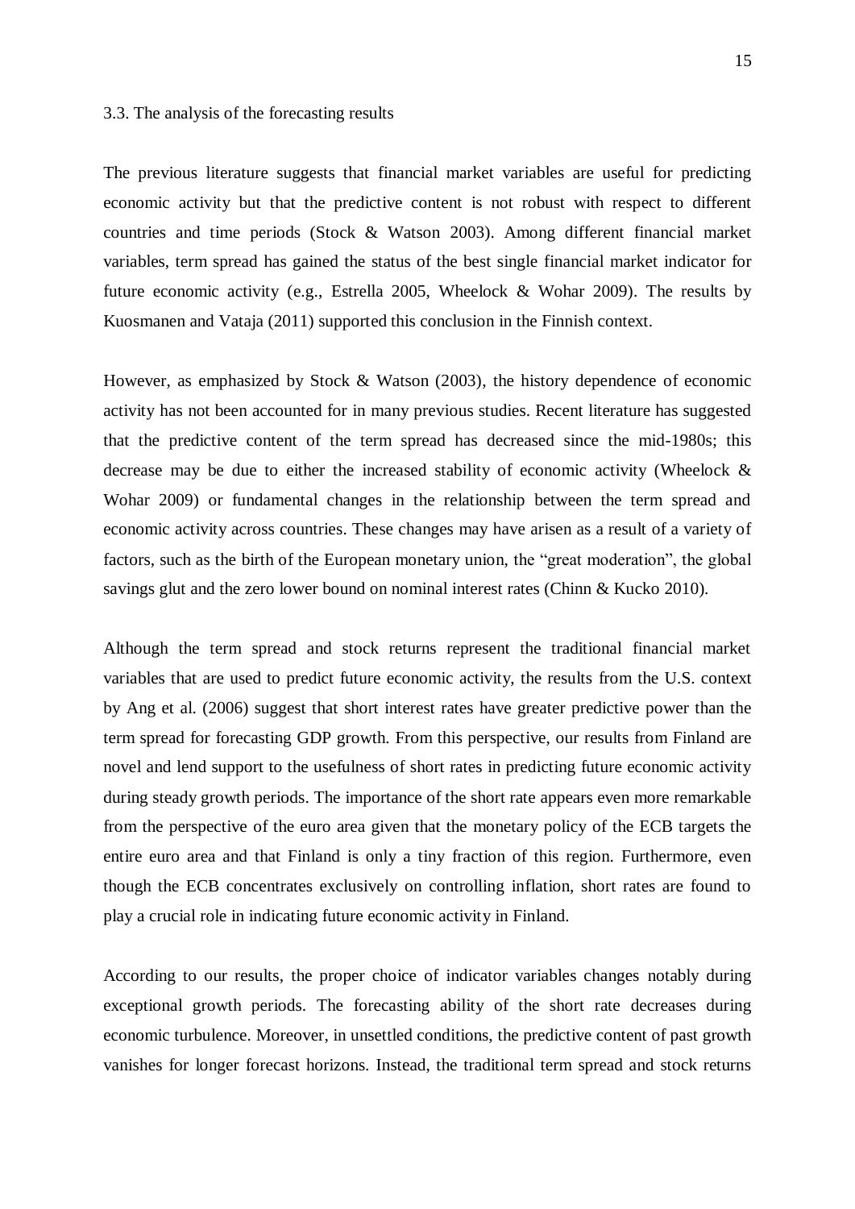### 3.3. The analysis of the forecasting results

The previous literature suggests that financial market variables are useful for predicting economic activity but that the predictive content is not robust with respect to different countries and time periods (Stock & Watson 2003). Among different financial market variables, term spread has gained the status of the best single financial market indicator for future economic activity (e.g., Estrella 2005, Wheelock & Wohar 2009). The results by Kuosmanen and Vataja (2011) supported this conclusion in the Finnish context.

However, as emphasized by Stock & Watson (2003), the history dependence of economic activity has not been accounted for in many previous studies. Recent literature has suggested that the predictive content of the term spread has decreased since the mid-1980s; this decrease may be due to either the increased stability of economic activity (Wheelock & Wohar 2009) or fundamental changes in the relationship between the term spread and economic activity across countries. These changes may have arisen as a result of a variety of factors, such as the birth of the European monetary union, the "great moderation", the global savings glut and the zero lower bound on nominal interest rates (Chinn & Kucko 2010).

Although the term spread and stock returns represent the traditional financial market variables that are used to predict future economic activity, the results from the U.S. context by Ang et al. (2006) suggest that short interest rates have greater predictive power than the term spread for forecasting GDP growth. From this perspective, our results from Finland are novel and lend support to the usefulness of short rates in predicting future economic activity during steady growth periods. The importance of the short rate appears even more remarkable from the perspective of the euro area given that the monetary policy of the ECB targets the entire euro area and that Finland is only a tiny fraction of this region. Furthermore, even though the ECB concentrates exclusively on controlling inflation, short rates are found to play a crucial role in indicating future economic activity in Finland.

According to our results, the proper choice of indicator variables changes notably during exceptional growth periods. The forecasting ability of the short rate decreases during economic turbulence. Moreover, in unsettled conditions, the predictive content of past growth vanishes for longer forecast horizons. Instead, the traditional term spread and stock returns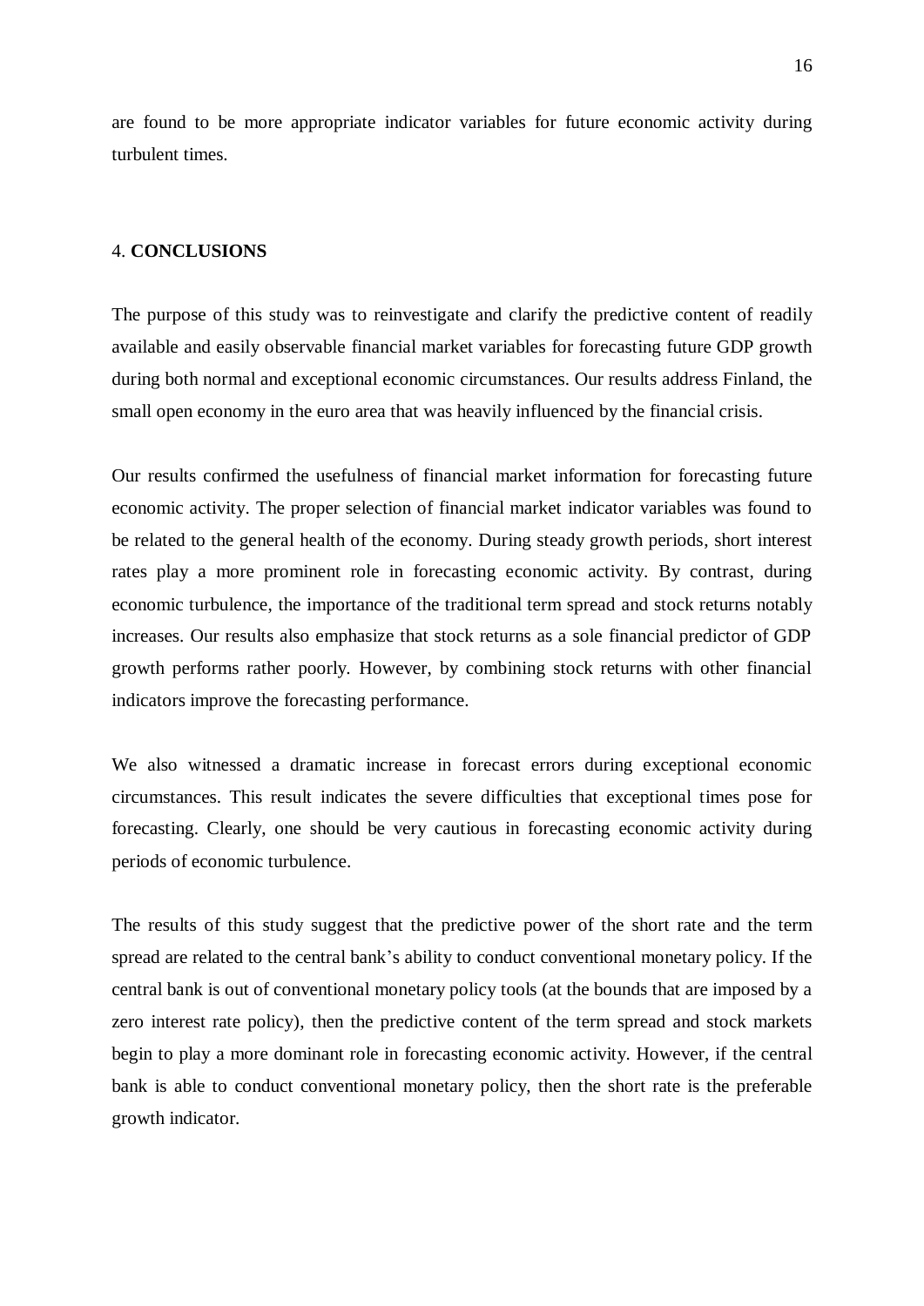are found to be more appropriate indicator variables for future economic activity during turbulent times.

## 4. **CONCLUSIONS**

The purpose of this study was to reinvestigate and clarify the predictive content of readily available and easily observable financial market variables for forecasting future GDP growth during both normal and exceptional economic circumstances. Our results address Finland, the small open economy in the euro area that was heavily influenced by the financial crisis.

Our results confirmed the usefulness of financial market information for forecasting future economic activity. The proper selection of financial market indicator variables was found to be related to the general health of the economy. During steady growth periods, short interest rates play a more prominent role in forecasting economic activity. By contrast, during economic turbulence, the importance of the traditional term spread and stock returns notably increases. Our results also emphasize that stock returns as a sole financial predictor of GDP growth performs rather poorly. However, by combining stock returns with other financial indicators improve the forecasting performance.

We also witnessed a dramatic increase in forecast errors during exceptional economic circumstances. This result indicates the severe difficulties that exceptional times pose for forecasting. Clearly, one should be very cautious in forecasting economic activity during periods of economic turbulence.

The results of this study suggest that the predictive power of the short rate and the term spread are related to the central bank's ability to conduct conventional monetary policy. If the central bank is out of conventional monetary policy tools (at the bounds that are imposed by a zero interest rate policy), then the predictive content of the term spread and stock markets begin to play a more dominant role in forecasting economic activity. However, if the central bank is able to conduct conventional monetary policy, then the short rate is the preferable growth indicator.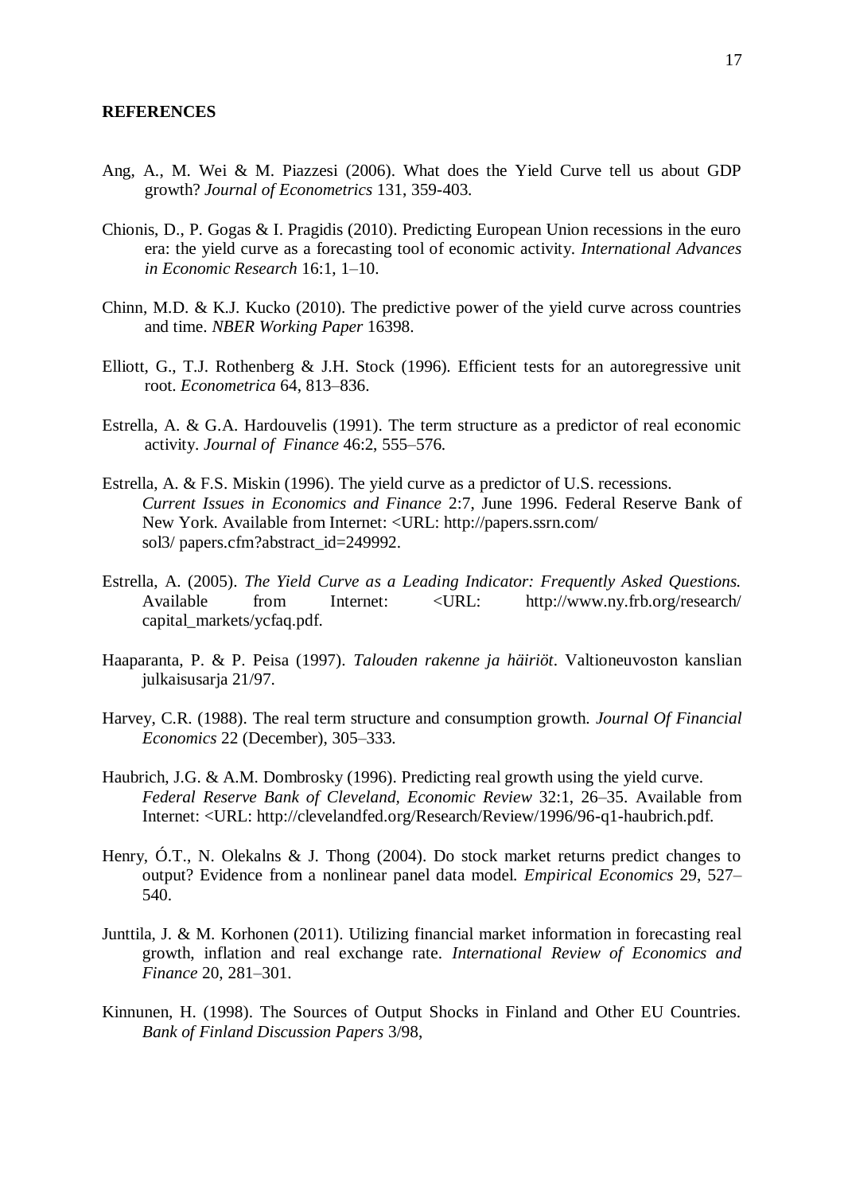## REFERENCES

Ang, A., M. Wei & M. Piazzesi (2006). What does the Yield Curve tell us about GDP growth? *Journal of Econometrics* 131, 359-403.

Chionis, D., P. Gogas & I. Pragidis (2010). Predicting European Union recessions in the euro era: the yield curve as a forecasting tool of economic activity. *International Advances in Economic Research* 16:1, 1–10.

Chinn, M.D. & K.J. Kucko (2010). The predictive power of the yield curve across countries and time. *NBER Working Paper* 16398.

Elliott, G., T.J. Rothenberg & J.H. Stock (1996). Efficient tests for an autoregressive unit root. *Econometrica* 64, 813–836.

Estrella, A. & G.A. Hardouvelis (1991). The term structure as a predictor of real economic activity. *Journal of Finance* 46:2, 555–576.

Estrella, A. & F.S. Miskin (1996). The yield curve as a predictor of U.S. recessions. *Current Issues in Economics and Finance* 2:7, June 1996. Federal Reserve Bank of New York. Available from Internet: <URL: http://papers.ssrn.com/ sol3/ papers.cfm?abstract_id=249992.

Estrella, A. (2005). *The Yield Curve as a Leading Indicator: Frequently Asked Questions.* Available from Internet: <URL: http://www.ny.frb.org/research/ capital_markets/ycfaq.pdf.

Haaparanta, P. & P. Peisa (1997). *Talouden rakenne ja häiriöt*. Valtioneuvoston kanslian julkaisusarja 21/97.

Harvey, C.R. (1988). The real term structure and consumption growth. *Journal Of Financial Economics* 22 (December), 305–333.

Haubrich, J.G. & A.M. Dombrosky (1996). Predicting real growth using the yield curve. *Federal Reserve Bank of Cleveland, Economic Review* 32:1, 26–35. Available from Internet: <URL: http://clevelandfed.org/Research/Review/1996/96-q1-haubrich.pdf.

Henry, Ó.T., N. Olekalns & J. Thong (2004). Do stock market returns predict changes to output? Evidence from a nonlinear panel data model. *Empirical Economics* 29, 527–540.

Junttila, J. & M. Korhonen (2011). Utilizing financial market information in forecasting real growth, inflation and real exchange rate. *International Review of Economics and Finance* 20, 281–301.

Kinnunen, H. (1998). The Sources of Output Shocks in Finland and Other EU Countries. *Bank of Finland Discussion Papers* 3/98,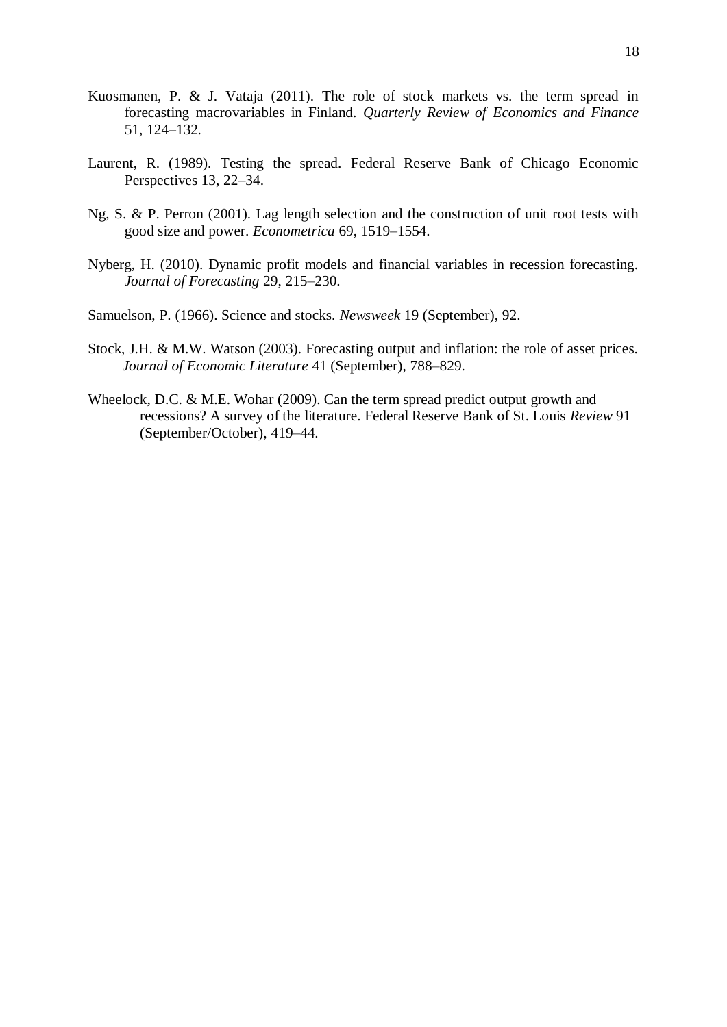Kuosmanen, P. & J. Vataja (2011). The role of stock markets vs. the term spread in forecasting macrovariables in Finland. *Quarterly Review of Economics and Finance* 51, 124–132.

Laurent, R. (1989). Testing the spread. Federal Reserve Bank of Chicago Economic Perspectives 13, 22–34.

Ng, S. & P. Perron (2001). Lag length selection and the construction of unit root tests with good size and power. *Econometrica* 69, 1519–1554.

Nyberg, H. (2010). Dynamic profit models and financial variables in recession forecasting. *Journal of Forecasting* 29, 215–230.

Samuelson, P. (1966). Science and stocks. *Newsweek* 19 (September), 92.

Stock, J.H. & M.W. Watson (2003). Forecasting output and inflation: the role of asset prices. *Journal of Economic Literature* 41 (September), 788–829.

Wheelock, D.C. & M.E. Wohar (2009). Can the term spread predict output growth and recessions? A survey of the literature. Federal Reserve Bank of St. Louis *Review* 91 (September/October), 419–44.